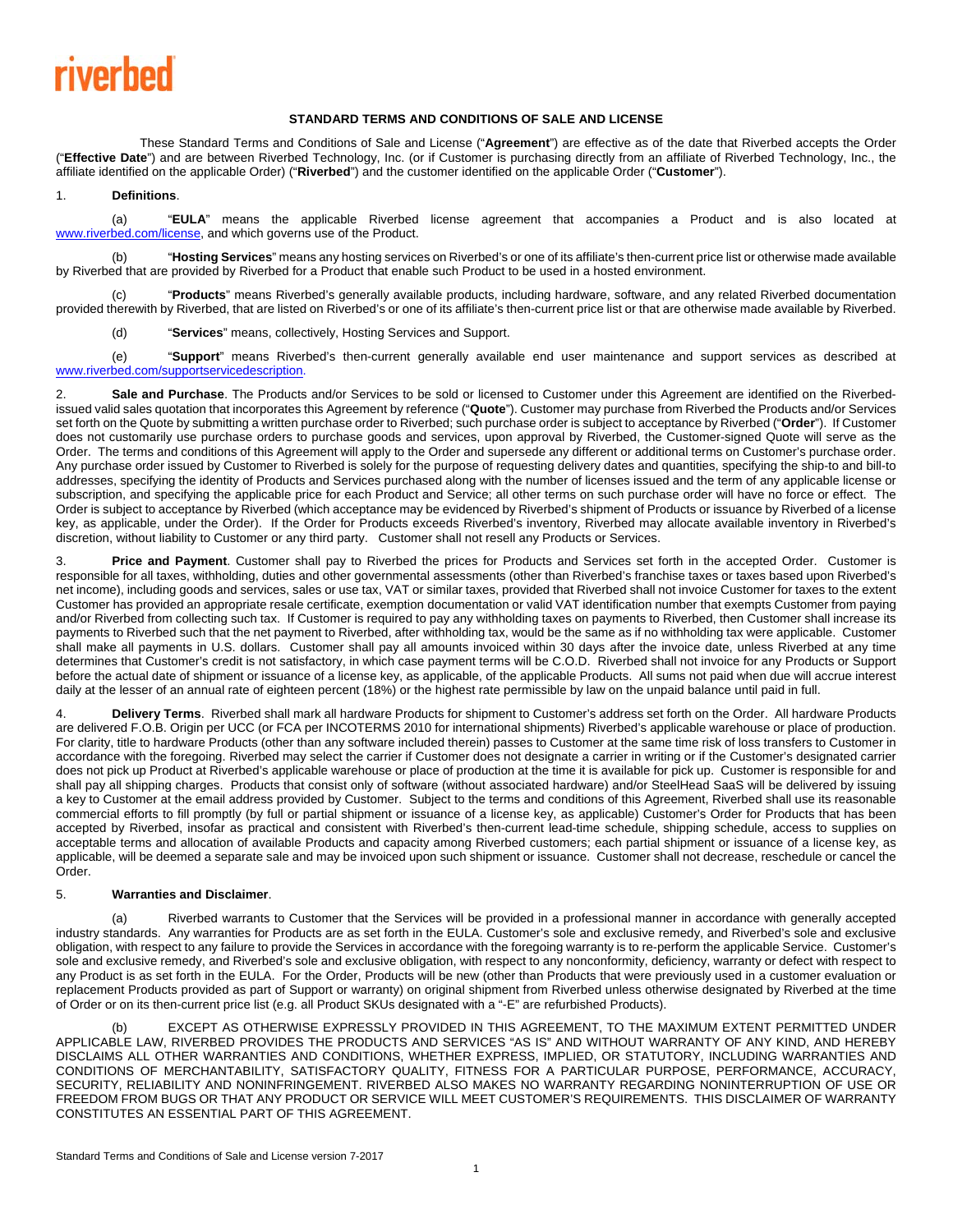riverbed

# STANDARD TERMS AND CONDITIONS OF SALE AND LICENSE

These Standard Terms and Conditions of Sale and License ("**Agreement**") are effective as of the date that Riverbed accepts the Order ("**Effective Date**") and are between Riverbed Technology, Inc. (or if Customer is purchasing directly from an affiliate of Riverbed Technology, Inc., the affiliate identified on the applicable Order) ("**Riverbed**") and the customer identified on the applicable Order ("**Customer**").

1. **Definitions**.

(a) "**EULA**" means the applicable Riverbed license agreement that accompanies a Product and is also located at www.riverbed.com/license, and which governs use of the Product.

(b) "**Hosting Services**" means any hosting services on Riverbed's or one of its affiliate's then-current price list or otherwise made available by Riverbed that are provided by Riverbed for a Product that enable such Product to be used in a hosted environment.

(c) "**Products**" means Riverbed's generally available products, including hardware, software, and any related Riverbed documentation provided therewith by Riverbed, that are listed on Riverbed's or one of its affiliate's then-current price list or that are otherwise made available by Riverbed.

(d) "**Services**" means, collectively, Hosting Services and Support.

(e) "**Support**" means Riverbed's then-current generally available end user maintenance and support services as described at www.riverbed.com/supportservicedescription.

2. **Sale and Purchase**. The Products and/or Services to be sold or licensed to Customer under this Agreement are identified on the Riverbed-issued valid sales quotation that incorporates this Agreement by reference ("**Quote**"). Customer may purchase from Riverbed the Products and/or Services set forth on the Quote by submitting a written purchase order to Riverbed; such purchase order is subject to acceptance by Riverbed ("**Order**"). If Customer does not customarily use purchase orders to purchase goods and services, upon approval by Riverbed, the Customer-signed Quote will serve as the Order. The terms and conditions of this Agreement will apply to the Order and supersede any different or additional terms on Customer's purchase order. Any purchase order issued by Customer to Riverbed is solely for the purpose of requesting delivery dates and quantities, specifying the ship-to and bill-to addresses, specifying the identity of Products and Services purchased along with the number of licenses issued and the term of any applicable license or subscription, and specifying the applicable price for each Product and Service; all other terms on such purchase order will have no force or effect. The Order is subject to acceptance by Riverbed (which acceptance may be evidenced by Riverbed's shipment of Products or issuance by Riverbed of a license key, as applicable, under the Order). If the Order for Products exceeds Riverbed's inventory, Riverbed may allocate available inventory in Riverbed's discretion, without liability to Customer or any third party. Customer shall not resell any Products or Services.

3. **Price and Payment**. Customer shall pay to Riverbed the prices for Products and Services set forth in the accepted Order. Customer is responsible for all taxes, withholding, duties and other governmental assessments (other than Riverbed's franchise taxes or taxes based upon Riverbed's net income), including goods and services, sales or use tax, VAT or similar taxes, provided that Riverbed shall not invoice Customer for taxes to the extent Customer has provided an appropriate resale certificate, exemption documentation or valid VAT identification number that exempts Customer from paying and/or Riverbed from collecting such tax. If Customer is required to pay any withholding taxes on payments to Riverbed, then Customer shall increase its payments to Riverbed such that the net payment to Riverbed, after withholding tax, would be the same as if no withholding tax were applicable. Customer shall make all payments in U.S. dollars. Customer shall pay all amounts invoiced within 30 days after the invoice date, unless Riverbed at any time determines that Customer's credit is not satisfactory, in which case payment terms will be C.O.D. Riverbed shall not invoice for any Products or Support before the actual date of shipment or issuance of a license key, as applicable, of the applicable Products. All sums not paid when due will accrue interest daily at the lesser of an annual rate of eighteen percent (18%) or the highest rate permissible by law on the unpaid balance until paid in full.

4. **Delivery Terms**. Riverbed shall mark all hardware Products for shipment to Customer's address set forth on the Order. All hardware Products are delivered F.O.B. Origin per UCC (or FCA per INCOTERMS 2010 for international shipments) Riverbed's applicable warehouse or place of production. For clarity, title to hardware Products (other than any software included therein) passes to Customer at the same time risk of loss transfers to Customer in accordance with the foregoing. Riverbed may select the carrier if Customer does not designate a carrier in writing or if the Customer's designated carrier does not pick up Product at Riverbed's applicable warehouse or place of production at the time it is available for pick up. Customer is responsible for and shall pay all shipping charges. Products that consist only of software (without associated hardware) and/or SteelHead SaaS will be delivered by issuing a key to Customer at the email address provided by Customer. Subject to the terms and conditions of this Agreement, Riverbed shall use its reasonable commercial efforts to fill promptly (by full or partial shipment or issuance of a license key, as applicable) Customer's Order for Products that has been accepted by Riverbed, insofar as practical and consistent with Riverbed's then-current lead-time schedule, shipping schedule, access to supplies on acceptable terms and allocation of available Products and capacity among Riverbed customers; each partial shipment or issuance of a license key, as applicable, will be deemed a separate sale and may be invoiced upon such shipment or issuance. Customer shall not decrease, reschedule or cancel the Order.

5. **Warranties and Disclaimer**.

(a) Riverbed warrants to Customer that the Services will be provided in a professional manner in accordance with generally accepted industry standards. Any warranties for Products are as set forth in the EULA. Customer's sole and exclusive remedy, and Riverbed's sole and exclusive obligation, with respect to any failure to provide the Services in accordance with the foregoing warranty is to re-perform the applicable Service. Customer's sole and exclusive remedy, and Riverbed's sole and exclusive obligation, with respect to any nonconformity, deficiency, warranty or defect with respect to any Product is as set forth in the EULA. For the Order, Products will be new (other than Products that were previously used in a customer evaluation or replacement Products provided as part of Support or warranty) on original shipment from Riverbed unless otherwise designated by Riverbed at the time of Order or on its then-current price list (e.g. all Product SKUs designated with a "-E" are refurbished Products).

(b) EXCEPT AS OTHERWISE EXPRESSLY PROVIDED IN THIS AGREEMENT, TO THE MAXIMUM EXTENT PERMITTED UNDER APPLICABLE LAW, RIVERBED PROVIDES THE PRODUCTS AND SERVICES "AS IS" AND WITHOUT WARRANTY OF ANY KIND, AND HEREBY DISCLAIMS ALL OTHER WARRANTIES AND CONDITIONS, WHETHER EXPRESS, IMPLIED, OR STATUTORY, INCLUDING WARRANTIES AND CONDITIONS OF MERCHANTABILITY, SATISFACTORY QUALITY, FITNESS FOR A PARTICULAR PURPOSE, PERFORMANCE, ACCURACY, SECURITY, RELIABILITY AND NONINFRINGEMENT. RIVERBED ALSO MAKES NO WARRANTY REGARDING NONINTERRUPTION OF USE OR FREEDOM FROM BUGS OR THAT ANY PRODUCT OR SERVICE WILL MEET CUSTOMER'S REQUIREMENTS. THIS DISCLAIMER OF WARRANTY CONSTITUTES AN ESSENTIAL PART OF THIS AGREEMENT.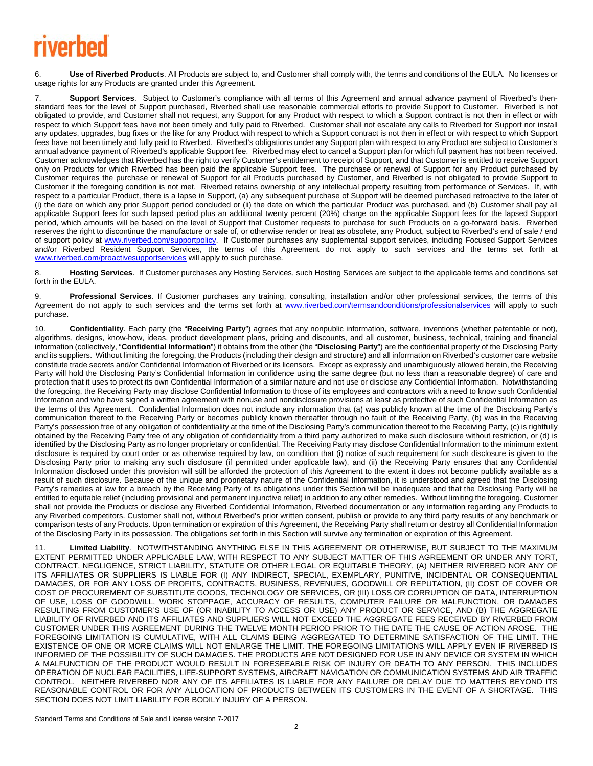6. **Use of Riverbed Products**. All Products are subject to, and Customer shall comply with, the terms and conditions of the EULA. No licenses or usage rights for any Products are granted under this Agreement.

7. **Support Services**. Subject to Customer's compliance with all terms of this Agreement and annual advance payment of Riverbed's then-standard fees for the level of Support purchased, Riverbed shall use reasonable commercial efforts to provide Support to Customer. Riverbed is not obligated to provide, and Customer shall not request, any Support for any Product with respect to which a Support contract is not then in effect or with respect to which Support fees have not been timely and fully paid to Riverbed. Customer shall not escalate any calls to Riverbed for Support nor install any updates, upgrades, bug fixes or the like for any Product with respect to which a Support contract is not then in effect or with respect to which Support fees have not been timely and fully paid to Riverbed. Riverbed's obligations under any Support plan with respect to any Product are subject to Customer's annual advance payment of Riverbed's applicable Support fee. Riverbed may elect to cancel a Support plan for which full payment has not been received. Customer acknowledges that Riverbed has the right to verify Customer's entitlement to receipt of Support, and that Customer is entitled to receive Support only on Products for which Riverbed has been paid the applicable Support fees. The purchase or renewal of Support for any Product purchased by Customer requires the purchase or renewal of Support for all Products purchased by Customer, and Riverbed is not obligated to provide Support to Customer if the foregoing condition is not met. Riverbed retains ownership of any intellectual property resulting from performance of Services. If, with respect to a particular Product, there is a lapse in Support, (a) any subsequent purchase of Support will be deemed purchased retroactive to the later of (i) the date on which any prior Support period concluded or (ii) the date on which the particular Product was purchased, and (b) Customer shall pay all applicable Support fees for such lapsed period plus an additional twenty percent (20%) charge on the applicable Support fees for the lapsed Support period, which amounts will be based on the level of Support that Customer requests to purchase for such Products on a go-forward basis. Riverbed reserves the right to discontinue the manufacture or sale of, or otherwise render or treat as obsolete, any Product, subject to Riverbed's end of sale / end of support policy at www.riverbed.com/supportpolicy. If Customer purchases any supplemental support services, including Focused Support Services and/or Riverbed Resident Support Services, the terms of this Agreement do not apply to such services and the terms set forth at www.riverbed.com/proactivesupportservices will apply to such purchase.

8. **Hosting Services**. If Customer purchases any Hosting Services, such Hosting Services are subject to the applicable terms and conditions set forth in the EULA.

9. **Professional Services**. If Customer purchases any training, consulting, installation and/or other professional services, the terms of this Agreement do not apply to such services and the terms set forth at www.riverbed.com/termsandconditions/professionalservices will apply to such purchase.

10. **Confidentiality**. Each party (the "**Receiving Party**") agrees that any nonpublic information, software, inventions (whether patentable or not), algorithms, designs, know-how, ideas, product development plans, pricing and discounts, and all customer, business, technical, training and financial information (collectively, "**Confidential Information**") it obtains from the other (the "**Disclosing Party**") are the confidential property of the Disclosing Party and its suppliers. Without limiting the foregoing, the Products (including their design and structure) and all information on Riverbed's customer care website constitute trade secrets and/or Confidential Information of Riverbed or its licensors. Except as expressly and unambiguously allowed herein, the Receiving Party will hold the Disclosing Party's Confidential Information in confidence using the same degree (but no less than a reasonable degree) of care and protection that it uses to protect its own Confidential Information of a similar nature and not use or disclose any Confidential Information. Notwithstanding the foregoing, the Receiving Party may disclose Confidential Information to those of its employees and contractors with a need to know such Confidential Information and who have signed a written agreement with nonuse and nondisclosure provisions at least as protective of such Confidential Information as the terms of this Agreement. Confidential Information does not include any information that (a) was publicly known at the time of the Disclosing Party's communication thereof to the Receiving Party or becomes publicly known thereafter through no fault of the Receiving Party, (b) was in the Receiving Party's possession free of any obligation of confidentiality at the time of the Disclosing Party's communication thereof to the Receiving Party, (c) is rightfully obtained by the Receiving Party free of any obligation of confidentiality from a third party authorized to make such disclosure without restriction, or (d) is identified by the Disclosing Party as no longer proprietary or confidential. The Receiving Party may disclose Confidential Information to the minimum extent disclosure is required by court order or as otherwise required by law, on condition that (i) notice of such requirement for such disclosure is given to the Disclosing Party prior to making any such disclosure (if permitted under applicable law), and (ii) the Receiving Party ensures that any Confidential Information disclosed under this provision will still be afforded the protection of this Agreement to the extent it does not become publicly available as a result of such disclosure. Because of the unique and proprietary nature of the Confidential Information, it is understood and agreed that the Disclosing Party's remedies at law for a breach by the Receiving Party of its obligations under this Section will be inadequate and that the Disclosing Party will be entitled to equitable relief (including provisional and permanent injunctive relief) in addition to any other remedies. Without limiting the foregoing, Customer shall not provide the Products or disclose any Riverbed Confidential Information, Riverbed documentation or any information regarding any Products to any Riverbed competitors. Customer shall not, without Riverbed's prior written consent, publish or provide to any third party results of any benchmark or comparison tests of any Products. Upon termination or expiration of this Agreement, the Receiving Party shall return or destroy all Confidential Information of the Disclosing Party in its possession. The obligations set forth in this Section will survive any termination or expiration of this Agreement.

11. **Limited Liability**. NOTWITHSTANDING ANYTHING ELSE IN THIS AGREEMENT OR OTHERWISE, BUT SUBJECT TO THE MAXIMUM EXTENT PERMITTED UNDER APPLICABLE LAW, WITH RESPECT TO ANY SUBJECT MATTER OF THIS AGREEMENT OR UNDER ANY TORT, CONTRACT, NEGLIGENCE, STRICT LIABILITY, STATUTE OR OTHER LEGAL OR EQUITABLE THEORY, (A) NEITHER RIVERBED NOR ANY OF ITS AFFILIATES OR SUPPLIERS IS LIABLE FOR (I) ANY INDIRECT, SPECIAL, EXEMPLARY, PUNITIVE, INCIDENTAL OR CONSEQUENTIAL DAMAGES, OR FOR ANY LOSS OF PROFITS, CONTRACTS, BUSINESS, REVENUES, GOODWILL OR REPUTATION, (II) COST OF COVER OR COST OF PROCUREMENT OF SUBSTITUTE GOODS, TECHNOLOGY OR SERVICES, OR (III) LOSS OR CORRUPTION OF DATA, INTERRUPTION OF USE, LOSS OF GOODWILL, WORK STOPPAGE, ACCURACY OF RESULTS, COMPUTER FAILURE OR MALFUNCTION, OR DAMAGES RESULTING FROM CUSTOMER'S USE OF (OR INABILITY TO ACCESS OR USE) ANY PRODUCT OR SERVICE, AND (B) THE AGGREGATE LIABILITY OF RIVERBED AND ITS AFFILIATES AND SUPPLIERS WILL NOT EXCEED THE AGGREGATE FEES RECEIVED BY RIVERBED FROM CUSTOMER UNDER THIS AGREEMENT DURING THE TWELVE MONTH PERIOD PRIOR TO THE DATE THE CAUSE OF ACTION AROSE. THE FOREGOING LIMITATION IS CUMULATIVE, WITH ALL CLAIMS BEING AGGREGATED TO DETERMINE SATISFACTION OF THE LIMIT. THE EXISTENCE OF ONE OR MORE CLAIMS WILL NOT ENLARGE THE LIMIT. THE FOREGOING LIMITATIONS WILL APPLY EVEN IF RIVERBED IS INFORMED OF THE POSSIBILITY OF SUCH DAMAGES. THE PRODUCTS ARE NOT DESIGNED FOR USE IN ANY DEVICE OR SYSTEM IN WHICH A MALFUNCTION OF THE PRODUCT WOULD RESULT IN FORESEEABLE RISK OF INJURY OR DEATH TO ANY PERSON. THIS INCLUDES OPERATION OF NUCLEAR FACILITIES, LIFE-SUPPORT SYSTEMS, AIRCRAFT NAVIGATION OR COMMUNICATION SYSTEMS AND AIR TRAFFIC CONTROL. NEITHER RIVERBED NOR ANY OF ITS AFFILIATES IS LIABLE FOR ANY FAILURE OR DELAY DUE TO MATTERS BEYOND ITS REASONABLE CONTROL OR FOR ANY ALLOCATION OF PRODUCTS BETWEEN ITS CUSTOMERS IN THE EVENT OF A SHORTAGE. THIS SECTION DOES NOT LIMIT LIABILITY FOR BODILY INJURY OF A PERSON.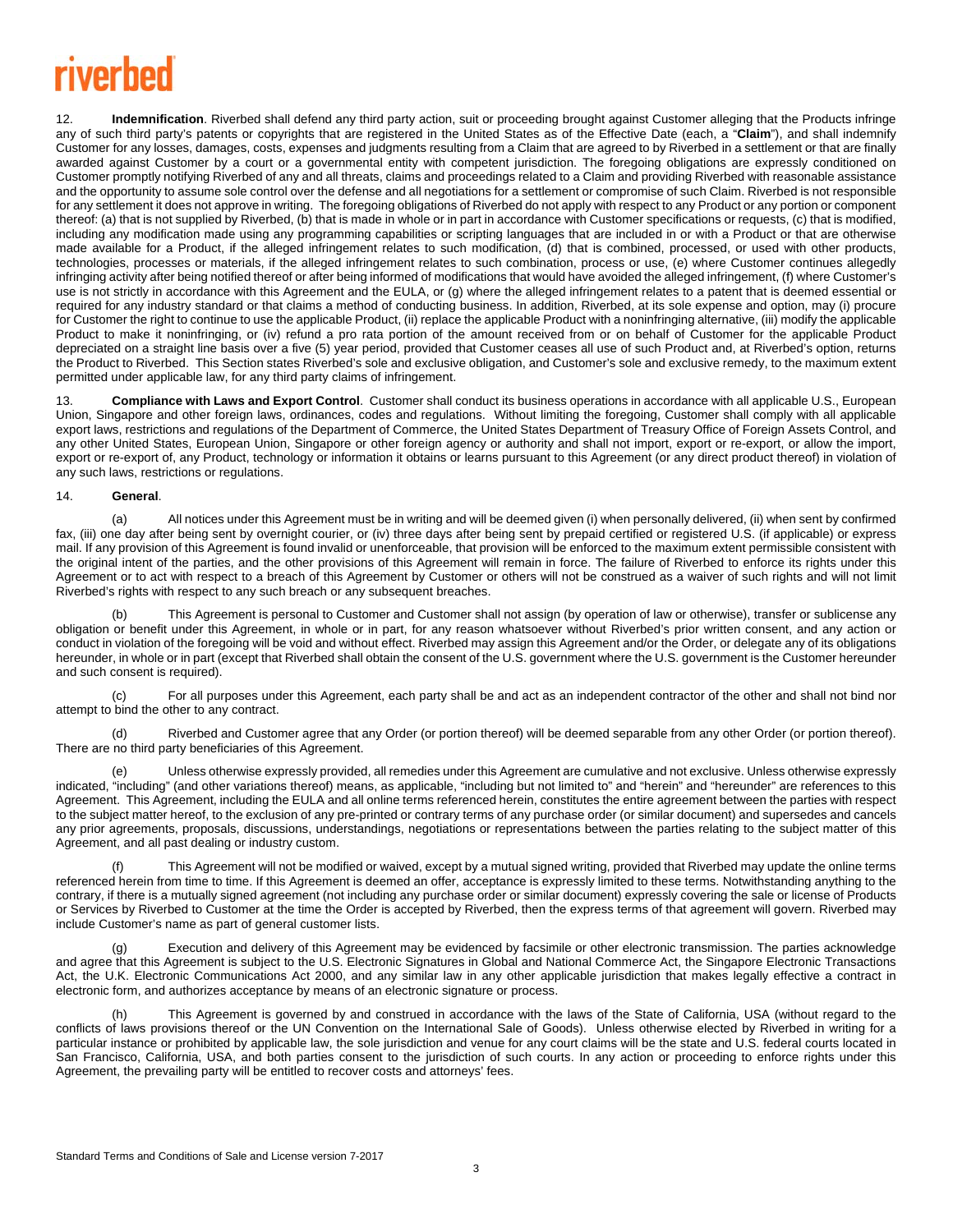12. **Indemnification**. Riverbed shall defend any third party action, suit or proceeding brought against Customer alleging that the Products infringe any of such third party's patents or copyrights that are registered in the United States as of the Effective Date (each, a "**Claim**"), and shall indemnify Customer for any losses, damages, costs, expenses and judgments resulting from a Claim that are agreed to by Riverbed in a settlement or that are finally awarded against Customer by a court or a governmental entity with competent jurisdiction. The foregoing obligations are expressly conditioned on Customer promptly notifying Riverbed of any and all threats, claims and proceedings related to a Claim and providing Riverbed with reasonable assistance and the opportunity to assume sole control over the defense and all negotiations for a settlement or compromise of such Claim. Riverbed is not responsible for any settlement it does not approve in writing. The foregoing obligations of Riverbed do not apply with respect to any Product or any portion or component thereof: (a) that is not supplied by Riverbed, (b) that is made in whole or in part in accordance with Customer specifications or requests, (c) that is modified, including any modification made using any programming capabilities or scripting languages that are included in or with a Product or that are otherwise made available for a Product, if the alleged infringement relates to such modification, (d) that is combined, processed, or used with other products, technologies, processes or materials, if the alleged infringement relates to such combination, process or use, (e) where Customer continues allegedly infringing activity after being notified thereof or after being informed of modifications that would have avoided the alleged infringement, (f) where Customer's use is not strictly in accordance with this Agreement and the EULA, or (g) where the alleged infringement relates to a patent that is deemed essential or required for any industry standard or that claims a method of conducting business. In addition, Riverbed, at its sole expense and option, may (i) procure for Customer the right to continue to use the applicable Product, (ii) replace the applicable Product with a noninfringing alternative, (iii) modify the applicable Product to make it noninfringing, or (iv) refund a pro rata portion of the amount received from or on behalf of Customer for the applicable Product depreciated on a straight line basis over a five (5) year period, provided that Customer ceases all use of such Product and, at Riverbed's option, returns the Product to Riverbed. This Section states Riverbed's sole and exclusive obligation, and Customer's sole and exclusive remedy, to the maximum extent permitted under applicable law, for any third party claims of infringement.

13. **Compliance with Laws and Export Control**. Customer shall conduct its business operations in accordance with all applicable U.S., European Union, Singapore and other foreign laws, ordinances, codes and regulations. Without limiting the foregoing, Customer shall comply with all applicable export laws, restrictions and regulations of the Department of Commerce, the United States Department of Treasury Office of Foreign Assets Control, and any other United States, European Union, Singapore or other foreign agency or authority and shall not import, export or re-export, or allow the import, export or re-export of, any Product, technology or information it obtains or learns pursuant to this Agreement (or any direct product thereof) in violation of any such laws, restrictions or regulations.

14. **General**.

(a) All notices under this Agreement must be in writing and will be deemed given (i) when personally delivered, (ii) when sent by confirmed fax, (iii) one day after being sent by overnight courier, or (iv) three days after being sent by prepaid certified or registered U.S. (if applicable) or express mail. If any provision of this Agreement is found invalid or unenforceable, that provision will be enforced to the maximum extent permissible consistent with the original intent of the parties, and the other provisions of this Agreement will remain in force. The failure of Riverbed to enforce its rights under this Agreement or to act with respect to a breach of this Agreement by Customer or others will not be construed as a waiver of such rights and will not limit Riverbed's rights with respect to any such breach or any subsequent breaches.

(b) This Agreement is personal to Customer and Customer shall not assign (by operation of law or otherwise), transfer or sublicense any obligation or benefit under this Agreement, in whole or in part, for any reason whatsoever without Riverbed's prior written consent, and any action or conduct in violation of the foregoing will be void and without effect. Riverbed may assign this Agreement and/or the Order, or delegate any of its obligations hereunder, in whole or in part (except that Riverbed shall obtain the consent of the U.S. government where the U.S. government is the Customer hereunder and such consent is required).

(c) For all purposes under this Agreement, each party shall be and act as an independent contractor of the other and shall not bind nor attempt to bind the other to any contract.

(d) Riverbed and Customer agree that any Order (or portion thereof) will be deemed separable from any other Order (or portion thereof). There are no third party beneficiaries of this Agreement.

(e) Unless otherwise expressly provided, all remedies under this Agreement are cumulative and not exclusive. Unless otherwise expressly indicated, "including" (and other variations thereof) means, as applicable, "including but not limited to" and "herein" and "hereunder" are references to this Agreement. This Agreement, including the EULA and all online terms referenced herein, constitutes the entire agreement between the parties with respect to the subject matter hereof, to the exclusion of any pre-printed or contrary terms of any purchase order (or similar document) and supersedes and cancels any prior agreements, proposals, discussions, understandings, negotiations or representations between the parties relating to the subject matter of this Agreement, and all past dealing or industry custom.

(f) This Agreement will not be modified or waived, except by a mutual signed writing, provided that Riverbed may update the online terms referenced herein from time to time. If this Agreement is deemed an offer, acceptance is expressly limited to these terms. Notwithstanding anything to the contrary, if there is a mutually signed agreement (not including any purchase order or similar document) expressly covering the sale or license of Products or Services by Riverbed to Customer at the time the Order is accepted by Riverbed, then the express terms of that agreement will govern. Riverbed may include Customer's name as part of general customer lists.

(g) Execution and delivery of this Agreement may be evidenced by facsimile or other electronic transmission. The parties acknowledge and agree that this Agreement is subject to the U.S. Electronic Signatures in Global and National Commerce Act, the Singapore Electronic Transactions Act, the U.K. Electronic Communications Act 2000, and any similar law in any other applicable jurisdiction that makes legally effective a contract in electronic form, and authorizes acceptance by means of an electronic signature or process.

(h) This Agreement is governed by and construed in accordance with the laws of the State of California, USA (without regard to the conflicts of laws provisions thereof or the UN Convention on the International Sale of Goods). Unless otherwise elected by Riverbed in writing for a particular instance or prohibited by applicable law, the sole jurisdiction and venue for any court claims will be the state and U.S. federal courts located in San Francisco, California, USA, and both parties consent to the jurisdiction of such courts. In any action or proceeding to enforce rights under this Agreement, the prevailing party will be entitled to recover costs and attorneys' fees.